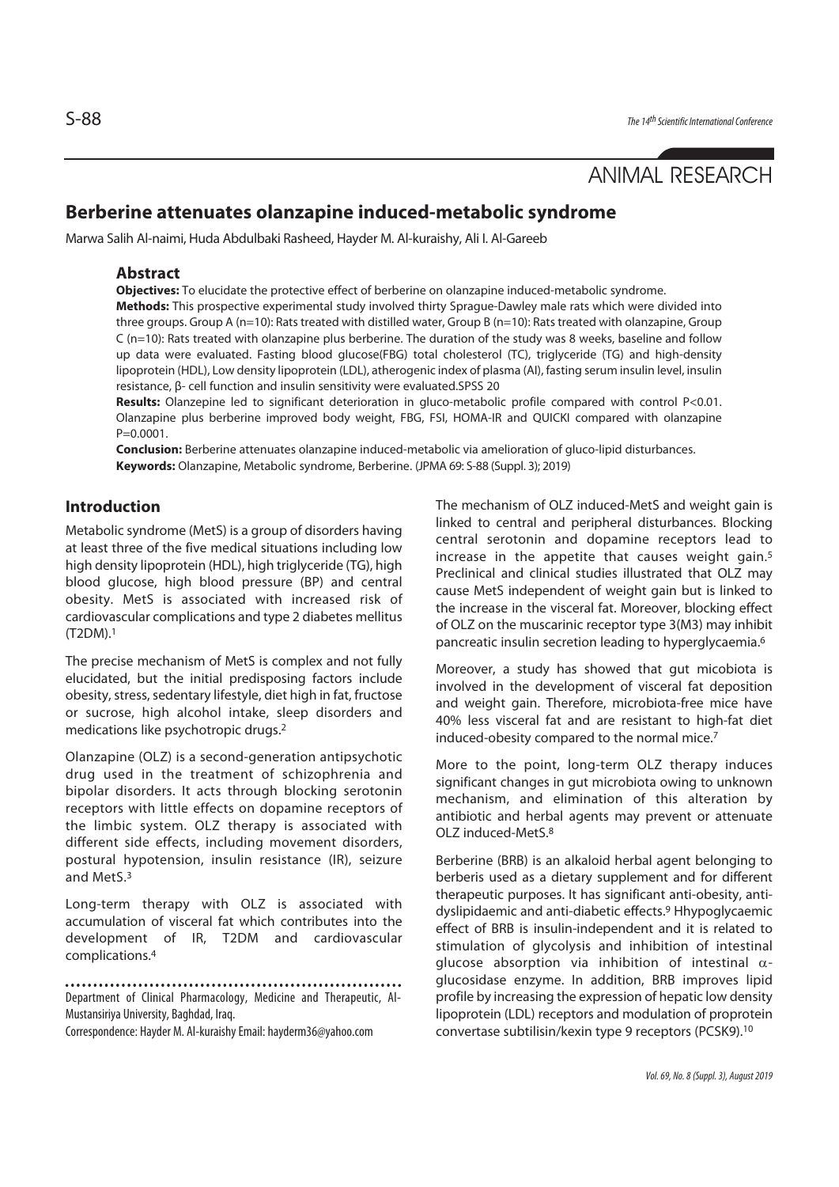ANIMAL RESEARCH

# Berberine attenuates olanzapine induced-metabolic syndrome

Marwa Salih Al-naimi, Huda Abdulbaki Rasheed, Hayder M. Al-kuraishy, Ali I. Al-Gareeb

## Abstract

**Objectives:** To elucidate the protective effect of berberine on olanzapine induced-metabolic syndrome.

**Methods:** This prospective experimental study involved thirty Sprague-Dawley male rats which were divided into three groups. Group A (n=10): Rats treated with distilled water, Group B (n=10): Rats treated with olanzapine, Group C (n=10): Rats treated with olanzapine plus berberine. The duration of the study was 8 weeks, baseline and follow up data were evaluated. Fasting blood glucose(FBG) total cholesterol (TC), triglyceride (TG) and high-density lipoprotein (HDL), Low density lipoprotein (LDL), atherogenic index of plasma (AI), fasting serum insulin level, insulin resistance, β- cell function and insulin sensitivity were evaluated.SPSS 20

**Results:** Olanzepine led to significant deterioration in gluco-metabolic profile compared with control P<0.01. Olanzapine plus berberine improved body weight, FBG, FSI, HOMA-IR and QUICKI compared with olanzapine P=0.0001.

**Conclusion:** Berberine attenuates olanzapine induced-metabolic via amelioration of gluco-lipid disturbances.

**Keywords:** Olanzapine, Metabolic syndrome, Berberine. (JPMA 69: S-88 (Suppl. 3); 2019)

## Introduction

Metabolic syndrome (MetS) is a group of disorders having at least three of the five medical situations including low high density lipoprotein (HDL), high triglyceride (TG), high blood glucose, high blood pressure (BP) and central obesity. MetS is associated with increased risk of cardiovascular complications and type 2 diabetes mellitus (T2DM).[1]

The precise mechanism of MetS is complex and not fully elucidated, but the initial predisposing factors include obesity, stress, sedentary lifestyle, diet high in fat, fructose or sucrose, high alcohol intake, sleep disorders and medications like psychotropic drugs.[2]

Olanzapine (OLZ) is a second-generation antipsychotic drug used in the treatment of schizophrenia and bipolar disorders. It acts through blocking serotonin receptors with little effects on dopamine receptors of the limbic system. OLZ therapy is associated with different side effects, including movement disorders, postural hypotension, insulin resistance (IR), seizure and MetS.[3]

Long-term therapy with OLZ is associated with accumulation of visceral fat which contributes into the development of IR, T2DM and cardiovascular complications.[4]

The mechanism of OLZ induced-MetS and weight gain is linked to central and peripheral disturbances. Blocking central serotonin and dopamine receptors lead to increase in the appetite that causes weight gain.[5] Preclinical and clinical studies illustrated that OLZ may cause MetS independent of weight gain but is linked to the increase in the visceral fat. Moreover, blocking effect of OLZ on the muscarinic receptor type 3(M3) may inhibit pancreatic insulin secretion leading to hyperglycaemia.[6]

Moreover, a study has showed that gut micobiota is involved in the development of visceral fat deposition and weight gain. Therefore, microbiota-free mice have 40% less visceral fat and are resistant to high-fat diet induced-obesity compared to the normal mice.[7]

More to the point, long-term OLZ therapy induces significant changes in gut microbiota owing to unknown mechanism, and elimination of this alteration by antibiotic and herbal agents may prevent or attenuate OLZ induced-MetS.[8]

Berberine (BRB) is an alkaloid herbal agent belonging to berberis used as a dietary supplement and for different therapeutic purposes. It has significant anti-obesity, anti-dyslipidaemic and anti-diabetic effects.[9] Hhypoglycaemic effect of BRB is insulin-independent and it is related to stimulation of glycolysis and inhibition of intestinal glucose absorption via inhibition of intestinal α-glucosidase enzyme. In addition, BRB improves lipid profile by increasing the expression of hepatic low density lipoprotein (LDL) receptors and modulation of proprotein convertase subtilisin/kexin type 9 receptors (PCSK9).[10]

Department of Clinical Pharmacology, Medicine and Therapeutic, Al-Mustansiriya University, Baghdad, Iraq.

Correspondence: Hayder M. Al-kuraishy Email: hayderm36@yahoo.com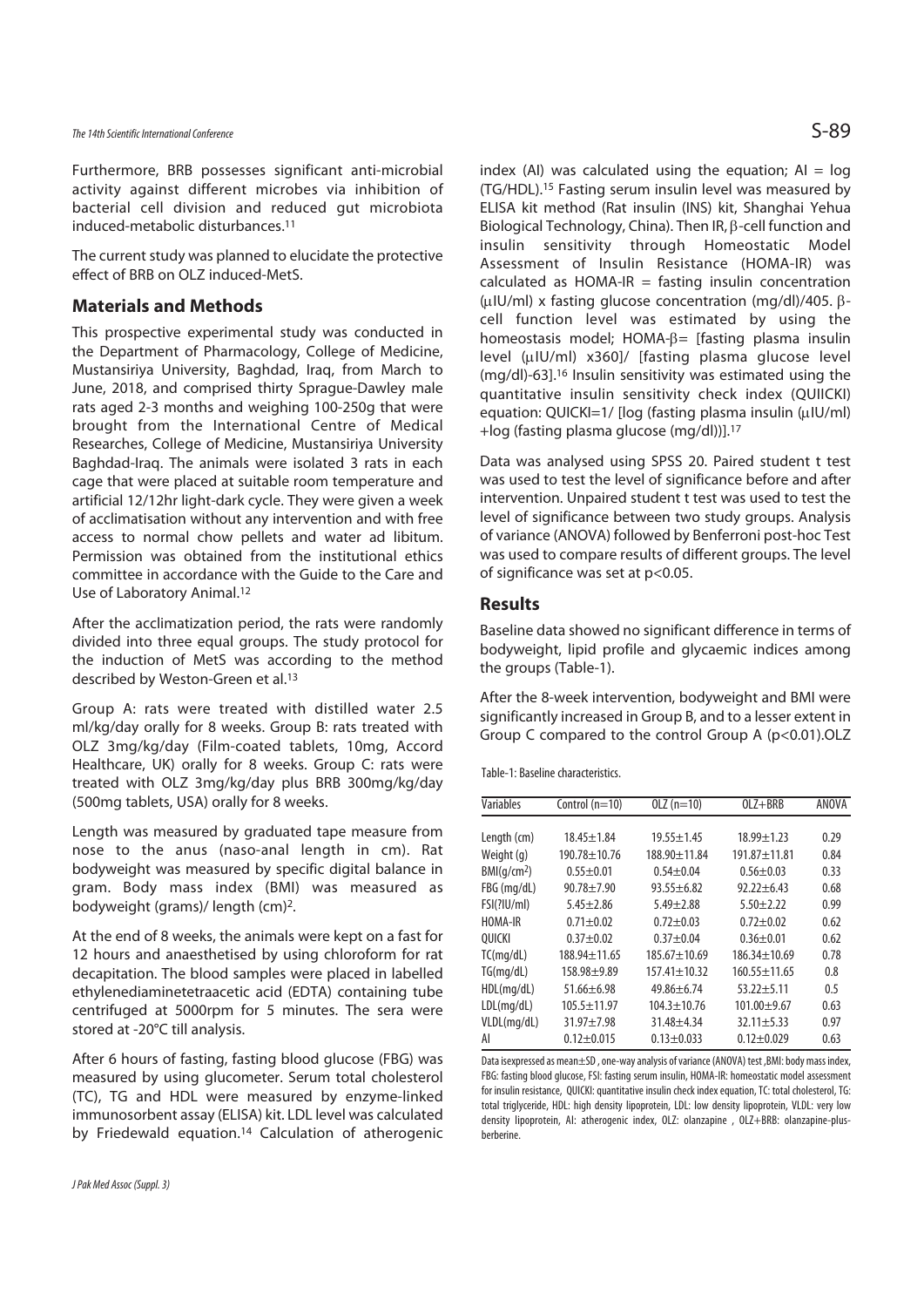Furthermore, BRB possesses significant anti-microbial activity against different microbes via inhibition of bacterial cell division and reduced gut microbiota induced-metabolic disturbances.[11]

The current study was planned to elucidate the protective effect of BRB on OLZ induced-MetS.

## Materials and Methods

This prospective experimental study was conducted in the Department of Pharmacology, College of Medicine, Mustansiriya University, Baghdad, Iraq, from March to June, 2018, and comprised thirty Sprague-Dawley male rats aged 2-3 months and weighing 100-250g that were brought from the International Centre of Medical Researches, College of Medicine, Mustansiriya University Baghdad-Iraq. The animals were isolated 3 rats in each cage that were placed at suitable room temperature and artificial 12/12hr light-dark cycle. They were given a week of acclimatisation without any intervention and with free access to normal chow pellets and water ad libitum. Permission was obtained from the institutional ethics committee in accordance with the Guide to the Care and Use of Laboratory Animal.[12]

After the acclimatization period, the rats were randomly divided into three equal groups. The study protocol for the induction of MetS was according to the method described by Weston-Green et al.[13]

Group A: rats were treated with distilled water 2.5 ml/kg/day orally for 8 weeks. Group B: rats treated with OLZ 3mg/kg/day (Film-coated tablets, 10mg, Accord Healthcare, UK) orally for 8 weeks. Group C: rats were treated with OLZ 3mg/kg/day plus BRB 300mg/kg/day (500mg tablets, USA) orally for 8 weeks.

Length was measured by graduated tape measure from nose to the anus (naso-anal length in cm). Rat bodyweight was measured by specific digital balance in gram. Body mass index (BMI) was measured as bodyweight (grams)/ length $(cm)^2$.

At the end of 8 weeks, the animals were kept on a fast for 12 hours and anaesthetised by using chloroform for rat decapitation. The blood samples were placed in labelled ethylenediaminetetraacetic acid (EDTA) containing tube centrifuged at 5000rpm for 5 minutes. The sera were stored at -20°C till analysis.

After 6 hours of fasting, fasting blood glucose (FBG) was measured by using glucometer. Serum total cholesterol (TC), TG and HDL were measured by enzyme-linked immunosorbent assay (ELISA) kit. LDL level was calculated by Friedewald equation.[14] Calculation of atherogenic index (AI) was calculated using the equation; AI = log (TG/HDL).[15] Fasting serum insulin level was measured by ELISA kit method (Rat insulin (INS) kit, Shanghai Yehua Biological Technology, China). Then IR, β-cell function and insulin sensitivity through Homeostatic Model Assessment of Insulin Resistance (HOMA-IR) was calculated as HOMA-IR = fasting insulin concentration (µIU/ml) x fasting glucose concentration (mg/dl)/405. β-cell function level was estimated by using the homeostasis model; HOMA-β= [fasting plasma insulin level (µIU/ml) x360]/ [fasting plasma glucose level (mg/dl)-63].[16] Insulin sensitivity was estimated using the quantitative insulin sensitivity check index (QUIICKI) equation: QUICKI=1/ [log (fasting plasma insulin (µIU/ml) +log (fasting plasma glucose (mg/dl))].[17]

Data was analysed using SPSS 20. Paired student t test was used to test the level of significance before and after intervention. Unpaired student t test was used to test the level of significance between two study groups. Analysis of variance (ANOVA) followed by Benferroni post-hoc Test was used to compare results of different groups. The level of significance was set at $p<0.05$.

## Results

Baseline data showed no significant difference in terms of bodyweight, lipid profile and glycaemic indices among the groups (Table-1).

After the 8-week intervention, bodyweight and BMI were significantly increased in Group B, and to a lesser extent in Group C compared to the control Group A ($p<0.01$).OLZ

Table-1: Baseline characteristics.

| Variables | Control (n=10) | OLZ (n=10) | OLZ+BRB | ANOVA |
|---|---|---|---|---|
| Length (cm) | 18.45±1.84 | 19.55±1.45 | 18.99±1.23 | 0.29 |
| Weight (g) | 190.78±10.76 | 188.90±11.84 | 191.87±11.81 | 0.84 |
| BMI(g/cm²) | 0.55±0.01 | 0.54±0.04 | 0.56±0.03 | 0.33 |
| FBG (mg/dL) | 90.78±7.90 | 93.55±6.82 | 92.22±6.43 | 0.68 |
| FSI(?IU/ml) | 5.45±2.86 | 5.49±2.88 | 5.50±2.22 | 0.99 |
| HOMA-IR | 0.71±0.02 | 0.72±0.03 | 0.72±0.02 | 0.62 |
| QUICKI | 0.37±0.02 | 0.37±0.04 | 0.36±0.01 | 0.62 |
| TC(mg/dL) | 188.94±11.65 | 185.67±10.69 | 186.34±10.69 | 0.78 |
| TG(mg/dL) | 158.98±9.89 | 157.41±10.32 | 160.55±11.65 | 0.8 |
| HDL(mg/dL) | 51.66±6.98 | 49.86±6.74 | 53.22±5.11 | 0.5 |
| LDL(mg/dL) | 105.5±11.97 | 104.3±10.76 | 101.00±9.67 | 0.63 |
| VLDL(mg/dL) | 31.97±7.98 | 31.48±4.34 | 32.11±5.33 | 0.97 |
| AI | 0.12±0.015 | 0.13±0.033 | 0.12±0.029 | 0.63 |

Data isexpressed as mean±SD , one-way analysis of variance (ANOVA) test ,BMI: body mass index, FBG: fasting blood glucose, FSI: fasting serum insulin, HOMA-IR: homeostatic model assessment for insulin resistance, QUICKI: quantitative insulin check index equation, TC: total cholesterol, TG: total triglyceride, HDL: high density lipoprotein, LDL: low density lipoprotein, VLDL: very low density lipoprotein, AI: atherogenic index, OLZ: olanzapine , OLZ+BRB: olanzapine-plus-berberine.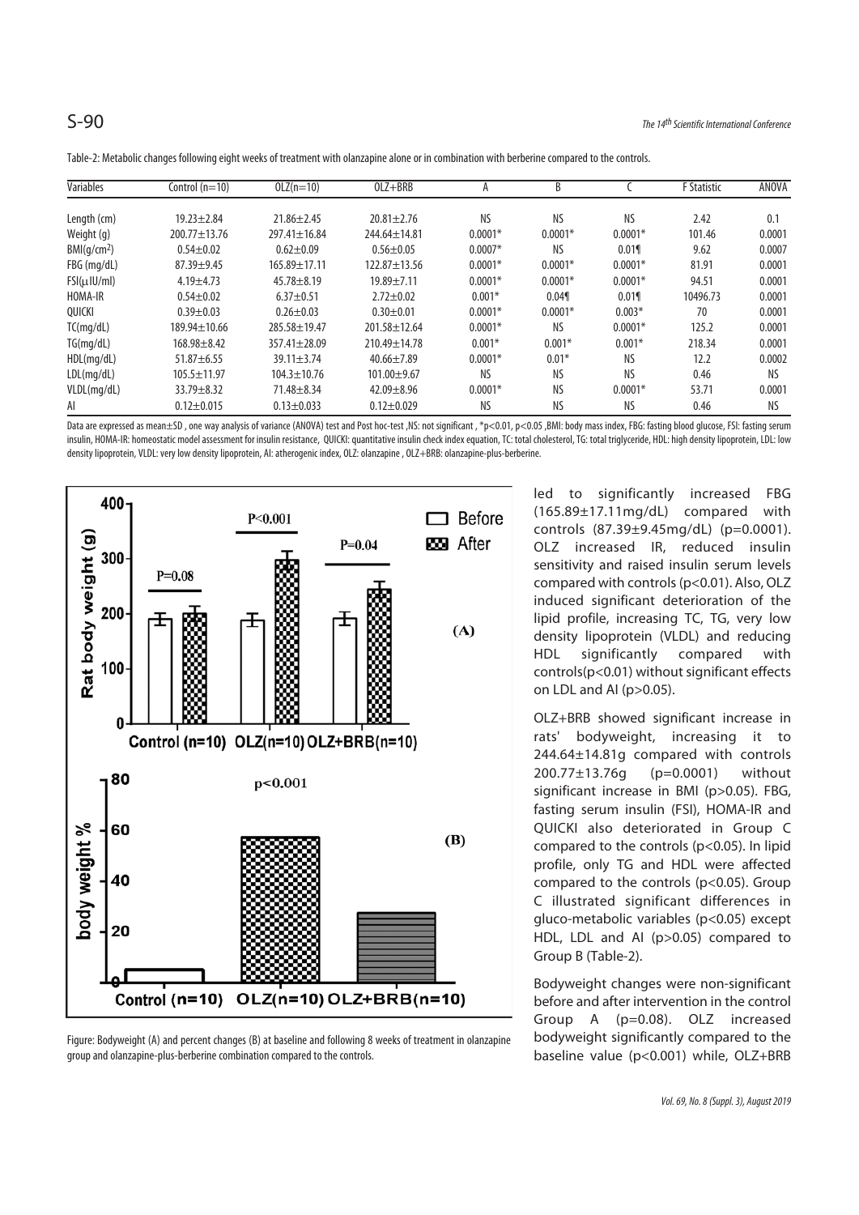Table-2: Metabolic changes following eight weeks of treatment with olanzapine alone or in combination with berberine compared to the controls.

| Variables | Control (n=10) | OLZ(n=10) | OLZ+BRB | A | B | C | F Statistic | ANOVA |
|---|---|---|---|---|---|---|---|---|
| Length (cm) | 19.23±2.84 | 21.86±2.45 | 20.81±2.76 | NS | NS | NS | 2.42 | 0.1 |
| Weight (g) | 200.77±13.76 | 297.41±16.84 | 244.64±14.81 | 0.0001* | 0.0001* | 0.0001* | 101.46 | 0.0001 |
| BMI(g/cm$^2$) | 0.54±0.02 | 0.62±0.09 | 0.56±0.05 | 0.0007* | NS | 0.01¶ | 9.62 | 0.0007 |
| FBG (mg/dL) | 87.39±9.45 | 165.89±17.11 | 122.87±13.56 | 0.0001* | 0.0001* | 0.0001* | 81.91 | 0.0001 |
| FSI(µIU/ml) | 4.19±4.73 | 45.78±8.19 | 19.89±7.11 | 0.0001* | 0.0001* | 0.0001* | 94.51 | 0.0001 |
| HOMA-IR | 0.54±0.02 | 6.37±0.51 | 2.72±0.02 | 0.001* | 0.04¶ | 0.01¶ | 10496.73 | 0.0001 |
| QUICKI | 0.39±0.03 | 0.26±0.03 | 0.30±0.01 | 0.0001* | 0.0001* | 0.003* | 70 | 0.0001 |
| TC(mg/dL) | 189.94±10.66 | 285.58±19.47 | 201.58±12.64 | 0.0001* | NS | 0.0001* | 125.2 | 0.0001 |
| TG(mg/dL) | 168.98±8.42 | 357.41±28.09 | 210.49±14.78 | 0.001* | 0.001* | 0.001* | 218.34 | 0.0001 |
| HDL(mg/dL) | 51.87±6.55 | 39.11±3.74 | 40.66±7.89 | 0.0001* | 0.01* | NS | 12.2 | 0.0002 |
| LDL(mg/dL) | 105.5±11.97 | 104.3±10.76 | 101.00±9.67 | NS | NS | NS | 0.46 | NS |
| VLDL(mg/dL) | 33.79±8.32 | 71.48±8.34 | 42.09±8.96 | 0.0001* | NS | 0.0001* | 53.71 | 0.0001 |
| AI | 0.12±0.015 | 0.13±0.033 | 0.12±0.029 | NS | NS | NS | 0.46 | NS |

Data are expressed as mean±SD , one way analysis of variance (ANOVA) test and Post hoc-test ,NS: not significant , *p<0.01, p<0.05 ,BMI: body mass index, FBG: fasting blood glucose, FSI: fasting serum insulin, HOMA-IR: homeostatic model assessment for insulin resistance, QUICKI: quantitative insulin check index equation, TC: total cholesterol, TG: total triglyceride, HDL: high density lipoprotein, LDL: low density lipoprotein, VLDL: very low density lipoprotein, AI: atherogenic index, OLZ: olanzapine , OLZ+BRB: olanzapine-plus-berberine.

Figure: Bodyweight (A) and percent changes (B) at baseline and following 8 weeks of treatment in olanzapine group and olanzapine-plus-berberine combination compared to the controls.

led to significantly increased FBG (165.89±17.11mg/dL) compared with controls (87.39±9.45mg/dL) (p=0.0001). OLZ increased IR, reduced insulin sensitivity and raised insulin serum levels compared with controls (p<0.01). Also, OLZ induced significant deterioration of the lipid profile, increasing TC, TG, very low density lipoprotein (VLDL) and reducing HDL significantly compared with controls(p<0.01) without significant effects on LDL and AI (p>0.05).

OLZ+BRB showed significant increase in rats' bodyweight, increasing it to 244.64±14.81g compared with controls 200.77±13.76g (p=0.0001) without significant increase in BMI (p>0.05). FBG, fasting serum insulin (FSI), HOMA-IR and QUICKI also deteriorated in Group C compared to the controls (p<0.05). In lipid profile, only TG and HDL were affected compared to the controls (p<0.05). Group C illustrated significant differences in gluco-metabolic variables (p<0.05) except HDL, LDL and AI (p>0.05) compared to Group B (Table-2).

Bodyweight changes were non-significant before and after intervention in the control Group A (p=0.08). OLZ increased bodyweight significantly compared to the baseline value (p<0.001) while, OLZ+BRB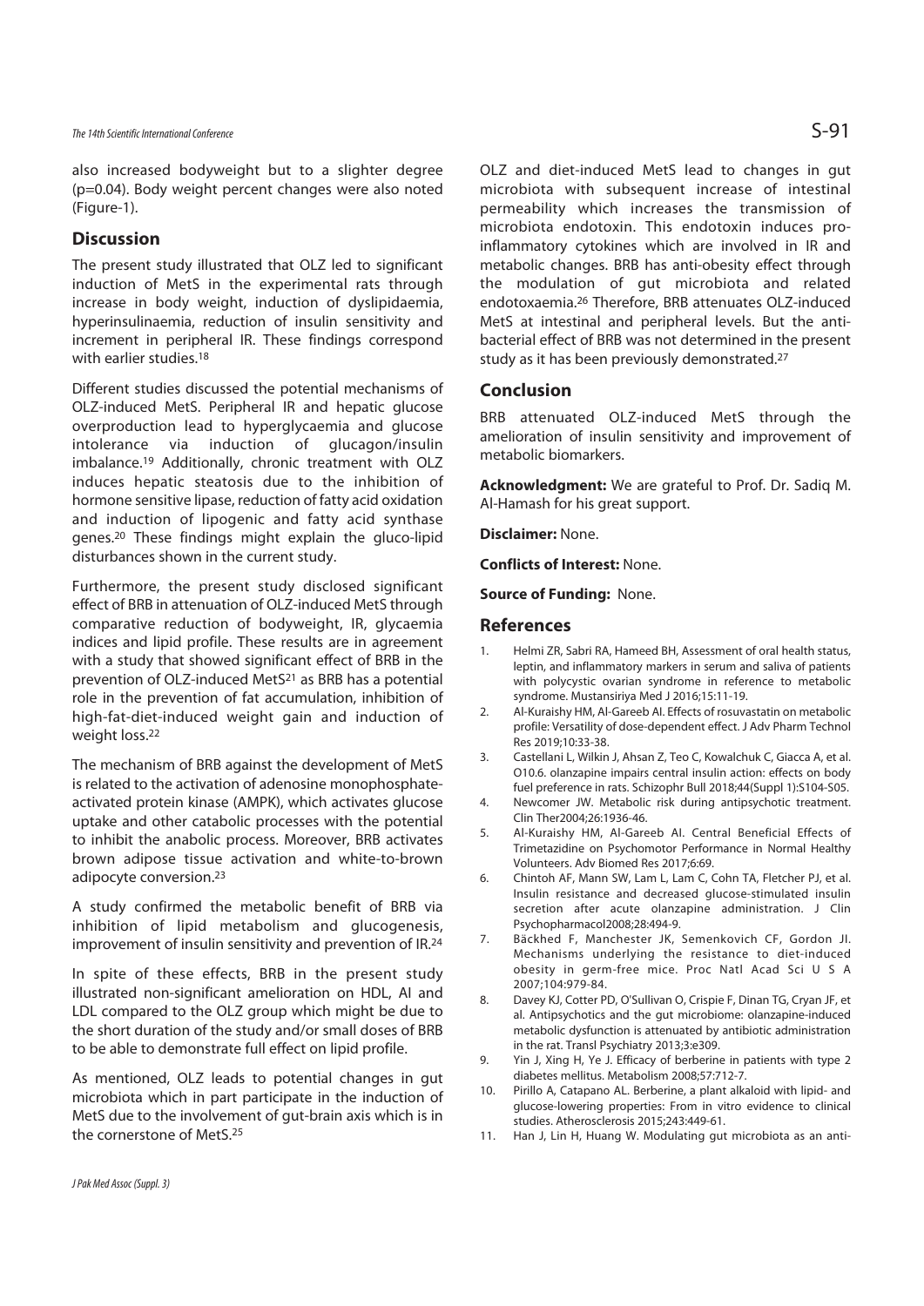also increased bodyweight but to a slighter degree (p=0.04). Body weight percent changes were also noted (Figure-1).

## Discussion

The present study illustrated that OLZ led to significant induction of MetS in the experimental rats through increase in body weight, induction of dyslipidaemia, hyperinsulinaemia, reduction of insulin sensitivity and increment in peripheral IR. These findings correspond with earlier studies.[18]

Different studies discussed the potential mechanisms of OLZ-induced MetS. Peripheral IR and hepatic glucose overproduction lead to hyperglycaemia and glucose intolerance via induction of glucagon/insulin imbalance.[19] Additionally, chronic treatment with OLZ induces hepatic steatosis due to the inhibition of hormone sensitive lipase, reduction of fatty acid oxidation and induction of lipogenic and fatty acid synthase genes.[20] These findings might explain the gluco-lipid disturbances shown in the current study.

Furthermore, the present study disclosed significant effect of BRB in attenuation of OLZ-induced MetS through comparative reduction of bodyweight, IR, glycaemia indices and lipid profile. These results are in agreement with a study that showed significant effect of BRB in the prevention of OLZ-induced MetS[21] as BRB has a potential role in the prevention of fat accumulation, inhibition of high-fat-diet-induced weight gain and induction of weight loss.[22]

The mechanism of BRB against the development of MetS is related to the activation of adenosine monophosphate-activated protein kinase (AMPK), which activates glucose uptake and other catabolic processes with the potential to inhibit the anabolic process. Moreover, BRB activates brown adipose tissue activation and white-to-brown adipocyte conversion.[23]

A study confirmed the metabolic benefit of BRB via inhibition of lipid metabolism and glucogenesis, improvement of insulin sensitivity and prevention of IR.[24]

In spite of these effects, BRB in the present study illustrated non-significant amelioration on HDL, AI and LDL compared to the OLZ group which might be due to the short duration of the study and/or small doses of BRB to be able to demonstrate full effect on lipid profile.

As mentioned, OLZ leads to potential changes in gut microbiota which in part participate in the induction of MetS due to the involvement of gut-brain axis which is in the cornerstone of MetS.[25]

OLZ and diet-induced MetS lead to changes in gut microbiota with subsequent increase of intestinal permeability which increases the transmission of microbiota endotoxin. This endotoxin induces pro-inflammatory cytokines which are involved in IR and metabolic changes. BRB has anti-obesity effect through the modulation of gut microbiota and related endotoxaemia.[26] Therefore, BRB attenuates OLZ-induced MetS at intestinal and peripheral levels. But the anti-bacterial effect of BRB was not determined in the present study as it has been previously demonstrated.[27]

## Conclusion

BRB attenuated OLZ-induced MetS through the amelioration of insulin sensitivity and improvement of metabolic biomarkers.

**Acknowledgment:** We are grateful to Prof. Dr. Sadiq M. Al-Hamash for his great support.

**Disclaimer:** None.

**Conflicts of Interest:** None.

**Source of Funding:** None.

## References

1. Helmi ZR, Sabri RA, Hameed BH, Assessment of oral health status, leptin, and inflammatory markers in serum and saliva of patients with polycystic ovarian syndrome in reference to metabolic syndrome. Mustansiriya Med J 2016;15:11-19.
2. Al-Kuraishy HM, Al-Gareeb AI. Effects of rosuvastatin on metabolic profile: Versatility of dose-dependent effect. J Adv Pharm Technol Res 2019;10:33-38.
3. Castellani L, Wilkin J, Ahsan Z, Teo C, Kowalchuk C, Giacca A, et al. O10.6. olanzapine impairs central insulin action: effects on body fuel preference in rats. Schizophr Bull 2018;44(Suppl 1):S104-S05.
4. Newcomer JW. Metabolic risk during antipsychotic treatment. Clin Ther2004;26:1936-46.
5. Al-Kuraishy HM, Al-Gareeb AI. Central Beneficial Effects of Trimetazidine on Psychomotor Performance in Normal Healthy Volunteers. Adv Biomed Res 2017;6:69.
6. Chintoh AF, Mann SW, Lam L, Lam C, Cohn TA, Fletcher PJ, et al. Insulin resistance and decreased glucose-stimulated insulin secretion after acute olanzapine administration. J Clin Psychopharmacol2008;28:494-9.
7. Bäckhed F, Manchester JK, Semenkovich CF, Gordon JI. Mechanisms underlying the resistance to diet-induced obesity in germ-free mice. Proc Natl Acad Sci U S A 2007;104:979-84.
8. Davey KJ, Cotter PD, O'Sullivan O, Crispie F, Dinan TG, Cryan JF, et al. Antipsychotics and the gut microbiome: olanzapine-induced metabolic dysfunction is attenuated by antibiotic administration in the rat. Transl Psychiatry 2013;3:e309.
9. Yin J, Xing H, Ye J. Efficacy of berberine in patients with type 2 diabetes mellitus. Metabolism 2008;57:712-7.
10. Pirillo A, Catapano AL. Berberine, a plant alkaloid with lipid- and glucose-lowering properties: From in vitro evidence to clinical studies. Atherosclerosis 2015;243:449-61.
11. Han J, Lin H, Huang W. Modulating gut microbiota as an anti-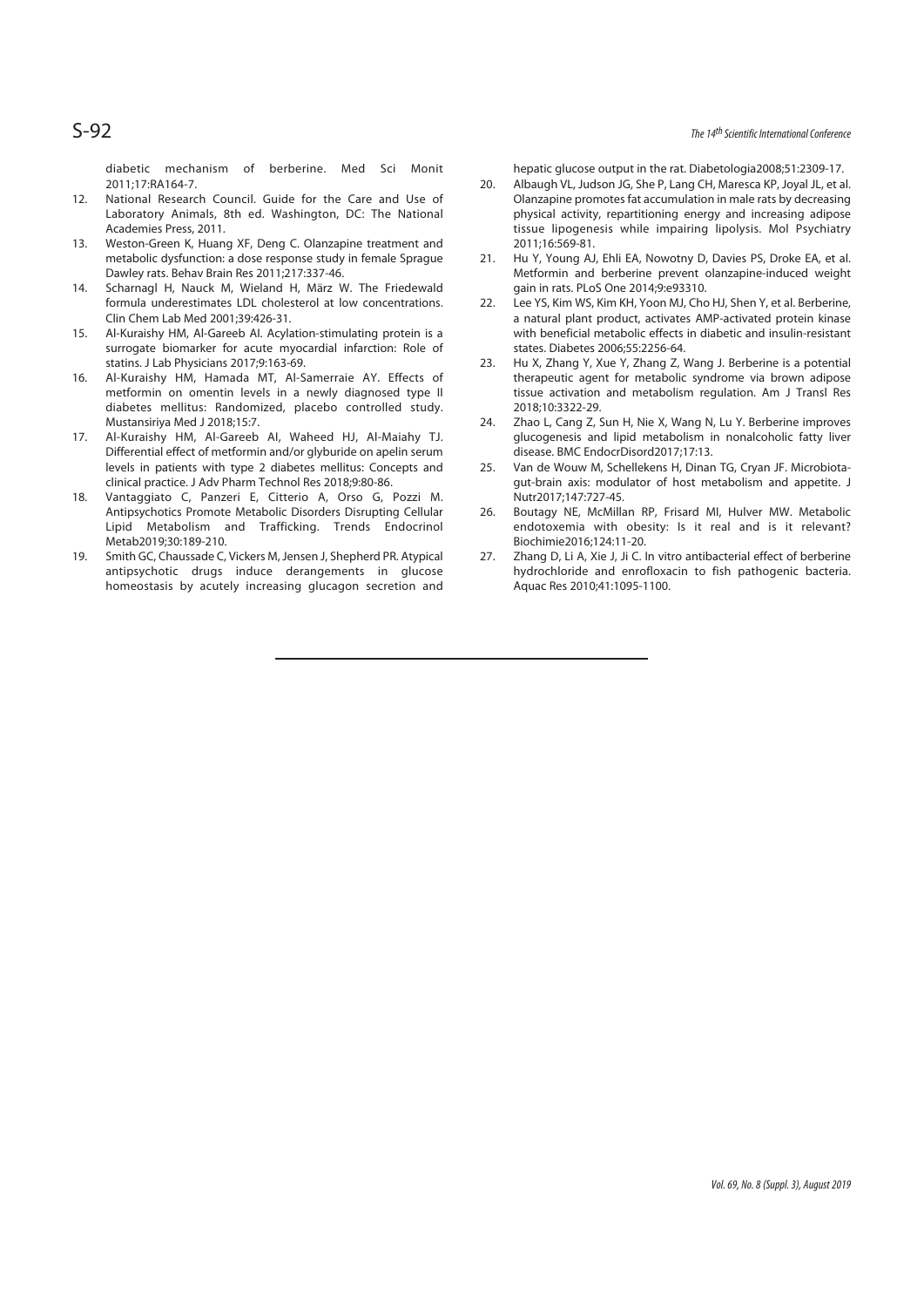diabetic mechanism of berberine. Med Sci Monit 2011;17:RA164-7.

12. National Research Council. Guide for the Care and Use of Laboratory Animals, 8th ed. Washington, DC: The National Academies Press, 2011.
13. Weston-Green K, Huang XF, Deng C. Olanzapine treatment and metabolic dysfunction: a dose response study in female Sprague Dawley rats. Behav Brain Res 2011;217:337-46.
14. Scharnagl H, Nauck M, Wieland H, März W. The Friedewald formula underestimates LDL cholesterol at low concentrations. Clin Chem Lab Med 2001;39:426-31.
15. Al-Kuraishy HM, Al-Gareeb AI. Acylation-stimulating protein is a surrogate biomarker for acute myocardial infarction: Role of statins. J Lab Physicians 2017;9:163-69.
16. Al-Kuraishy HM, Hamada MT, Al-Samerraie AY. Effects of metformin on omentin levels in a newly diagnosed type II diabetes mellitus: Randomized, placebo controlled study. Mustansiriya Med J 2018;15:7.
17. Al-Kuraishy HM, Al-Gareeb AI, Waheed HJ, Al-Maiahy TJ. Differential effect of metformin and/or glyburide on apelin serum levels in patients with type 2 diabetes mellitus: Concepts and clinical practice. J Adv Pharm Technol Res 2018;9:80-86.
18. Vantaggiato C, Panzeri E, Citterio A, Orso G, Pozzi M. Antipsychotics Promote Metabolic Disorders Disrupting Cellular Lipid Metabolism and Trafficking. Trends Endocrinol Metab2019;30:189-210.
19. Smith GC, Chaussade C, Vickers M, Jensen J, Shepherd PR. Atypical antipsychotic drugs induce derangements in glucose homeostasis by acutely increasing glucagon secretion and hepatic glucose output in the rat. Diabetologia2008;51:2309-17.
20. Albaugh VL, Judson JG, She P, Lang CH, Maresca KP, Joyal JL, et al. Olanzapine promotes fat accumulation in male rats by decreasing physical activity, repartitioning energy and increasing adipose tissue lipogenesis while impairing lipolysis. Mol Psychiatry 2011;16:569-81.
21. Hu Y, Young AJ, Ehli EA, Nowotny D, Davies PS, Droke EA, et al. Metformin and berberine prevent olanzapine-induced weight gain in rats. PLoS One 2014;9:e93310.
22. Lee YS, Kim WS, Kim KH, Yoon MJ, Cho HJ, Shen Y, et al. Berberine, a natural plant product, activates AMP-activated protein kinase with beneficial metabolic effects in diabetic and insulin-resistant states. Diabetes 2006;55:2256-64.
23. Hu X, Zhang Y, Xue Y, Zhang Z, Wang J. Berberine is a potential therapeutic agent for metabolic syndrome via brown adipose tissue activation and metabolism regulation. Am J Transl Res 2018;10:3322-29.
24. Zhao L, Cang Z, Sun H, Nie X, Wang N, Lu Y. Berberine improves glucogenesis and lipid metabolism in nonalcoholic fatty liver disease. BMC EndocrDisord2017;17:13.
25. Van de Wouw M, Schellekens H, Dinan TG, Cryan JF. Microbiota-gut-brain axis: modulator of host metabolism and appetite. J Nutr2017;147:727-45.
26. Boutagy NE, McMillan RP, Frisard MI, Hulver MW. Metabolic endotoxemia with obesity: Is it real and is it relevant? Biochimie2016;124:11-20.
27. Zhang D, Li A, Xie J, Ji C. In vitro antibacterial effect of berberine hydrochloride and enrofloxacin to fish pathogenic bacteria. Aquac Res 2010;41:1095-1100.